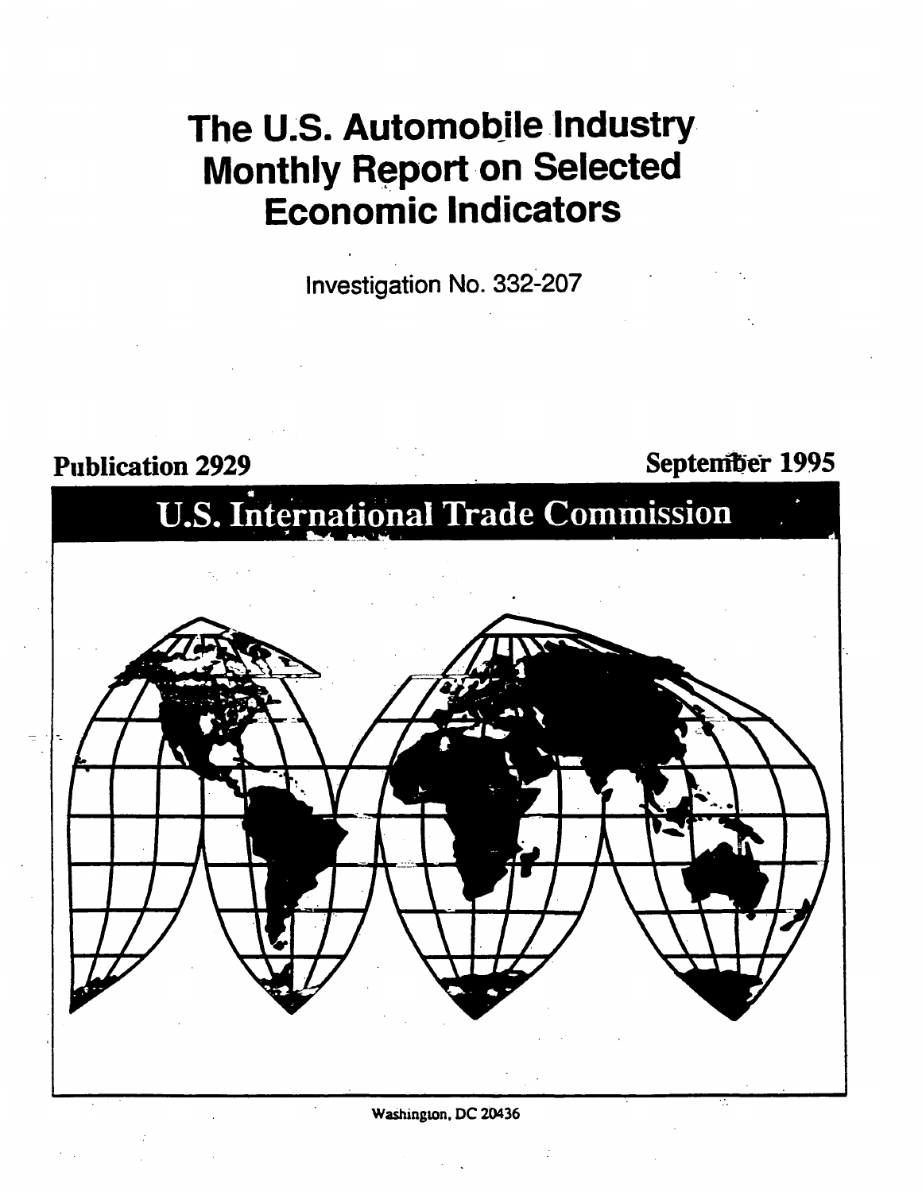# The U.S. Automobile Industry Monthly Report on Selected Economic Indicators

Investigation No. 332-207

**Publication 2929** **September 1995**

## U.S. International Trade Commission

Washington, DC 20436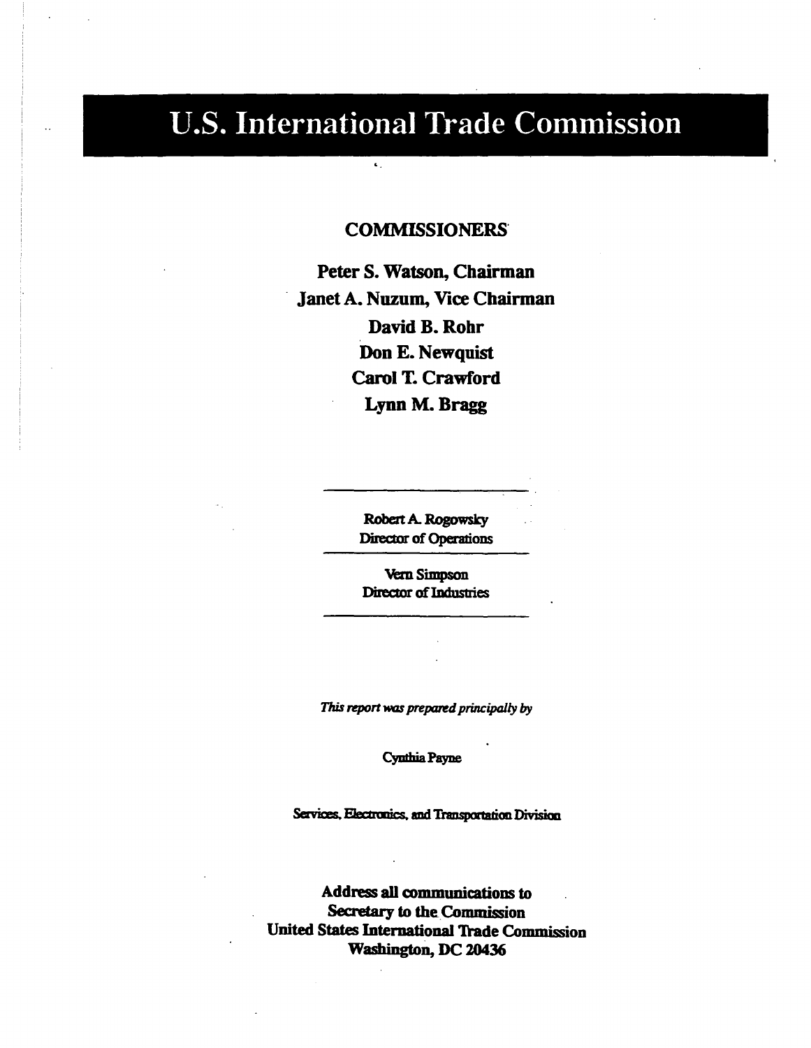# U.S. International Trade Commission

## COMMISSIONERS

**Peter S. Watson, Chairman**

**Janet A. Nuzum, Vice Chairman**

**David B. Rohr**

**Don E. Newquist**

**Carol T. Crawford**

**Lynn M. Bragg**

---

Robert A. Rogowsky
Director of Operations

---

Vern Simpson
Director of Industries

---

*This report was prepared principally by*

Cynthia Payne

Services, Electronics, and Transportation Division

**Address all communications to**
**Secretary to the Commission**
**United States International Trade Commission**
**Washington, DC 20436**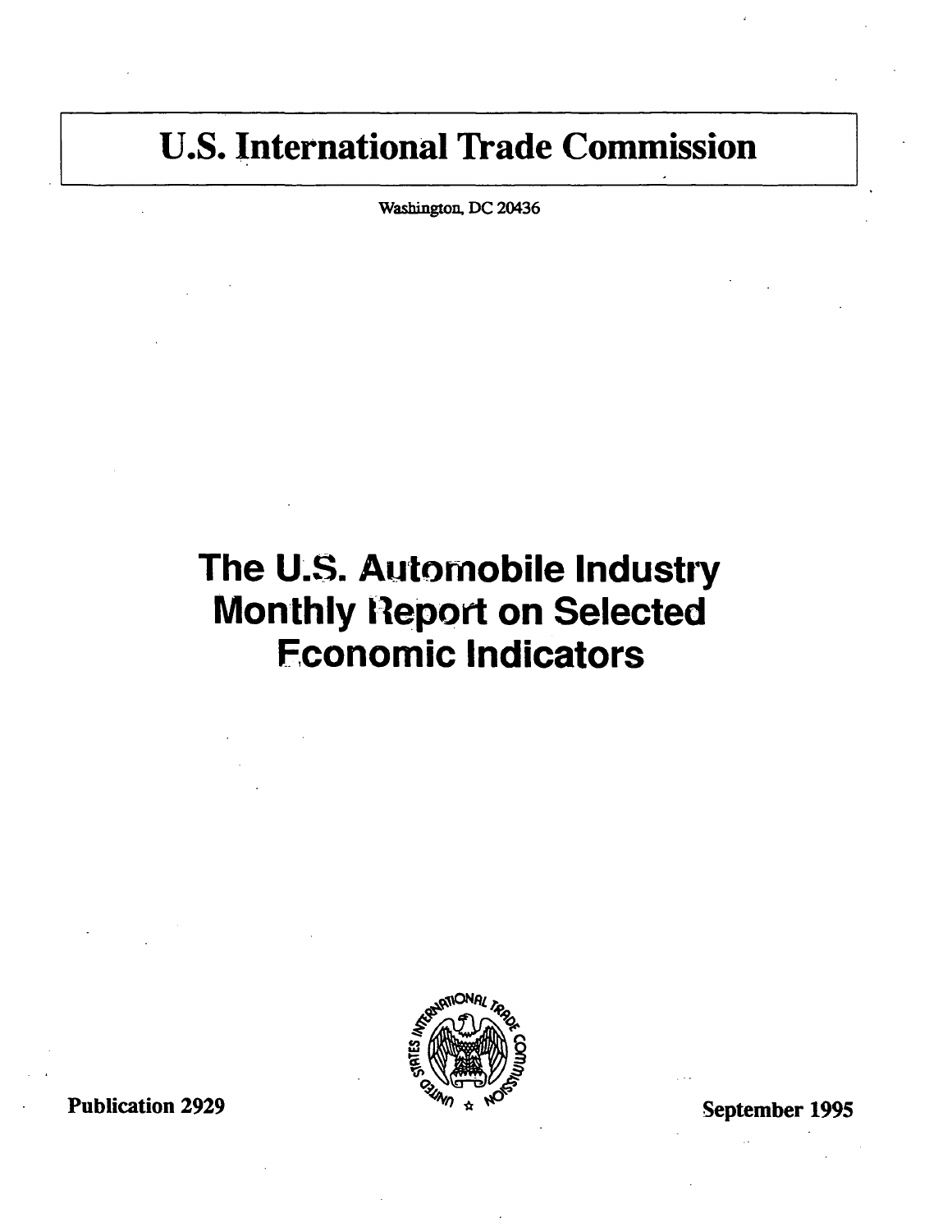# U.S. International Trade Commission

Washington, DC 20436

# The U.S. Automobile Industry Monthly Report on Selected Economic Indicators

Publication 2929

September 1995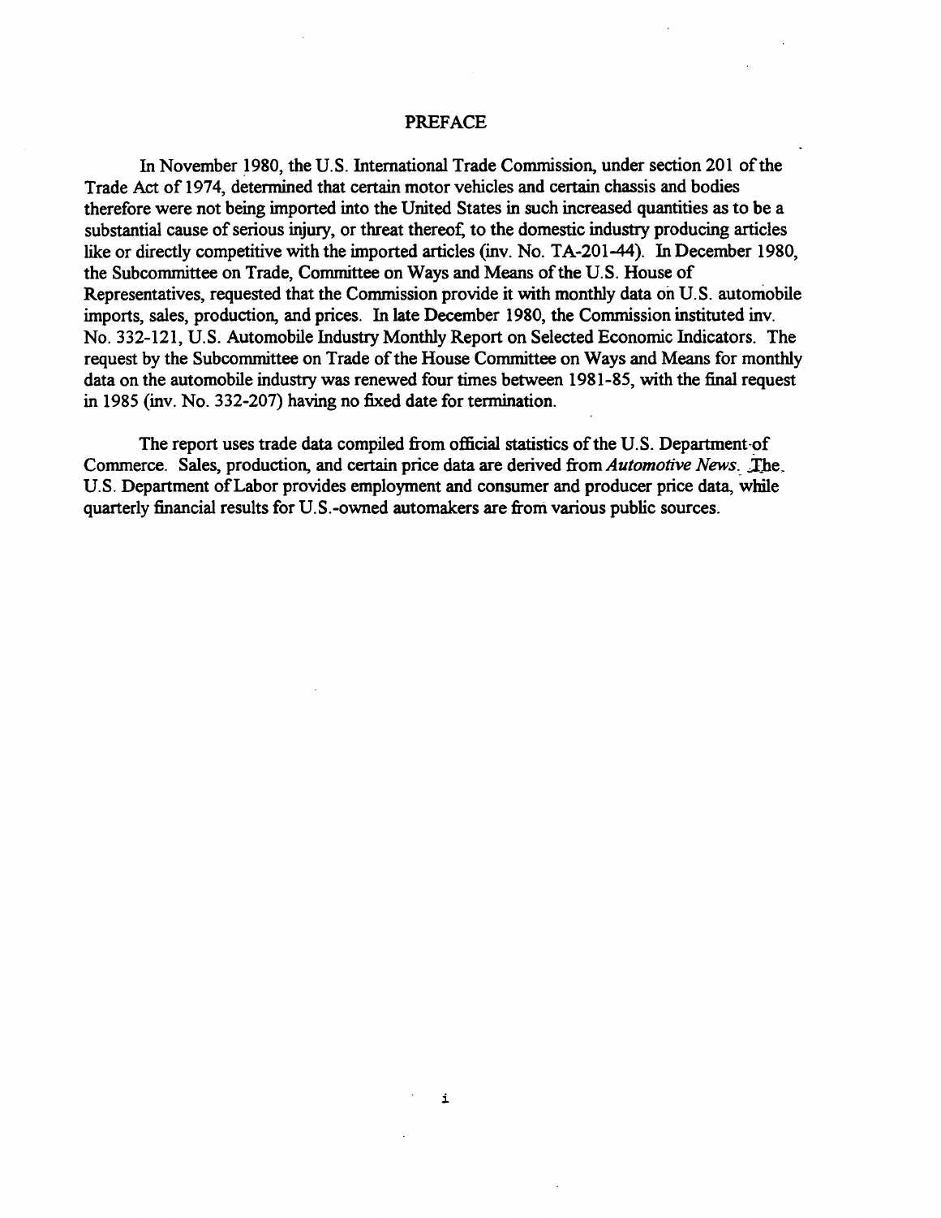# PREFACE

In November 1980, the U.S. International Trade Commission, under section 201 of the Trade Act of 1974, determined that certain motor vehicles and certain chassis and bodies therefore were not being imported into the United States in such increased quantities as to be a substantial cause of serious injury, or threat thereof, to the domestic industry producing articles like or directly competitive with the imported articles (inv. No. TA-201-44). In December 1980, the Subcommittee on Trade, Committee on Ways and Means of the U.S. House of Representatives, requested that the Commission provide it with monthly data on U.S. automobile imports, sales, production, and prices. In late December 1980, the Commission instituted inv. No. 332-121, U.S. Automobile Industry Monthly Report on Selected Economic Indicators. The request by the Subcommittee on Trade of the House Committee on Ways and Means for monthly data on the automobile industry was renewed four times between 1981-85, with the final request in 1985 (inv. No. 332-207) having no fixed date for termination.

The report uses trade data compiled from official statistics of the U.S. Department of Commerce. Sales, production, and certain price data are derived from *Automotive News*. The U.S. Department of Labor provides employment and consumer and producer price data, while quarterly financial results for U.S.-owned automakers are from various public sources.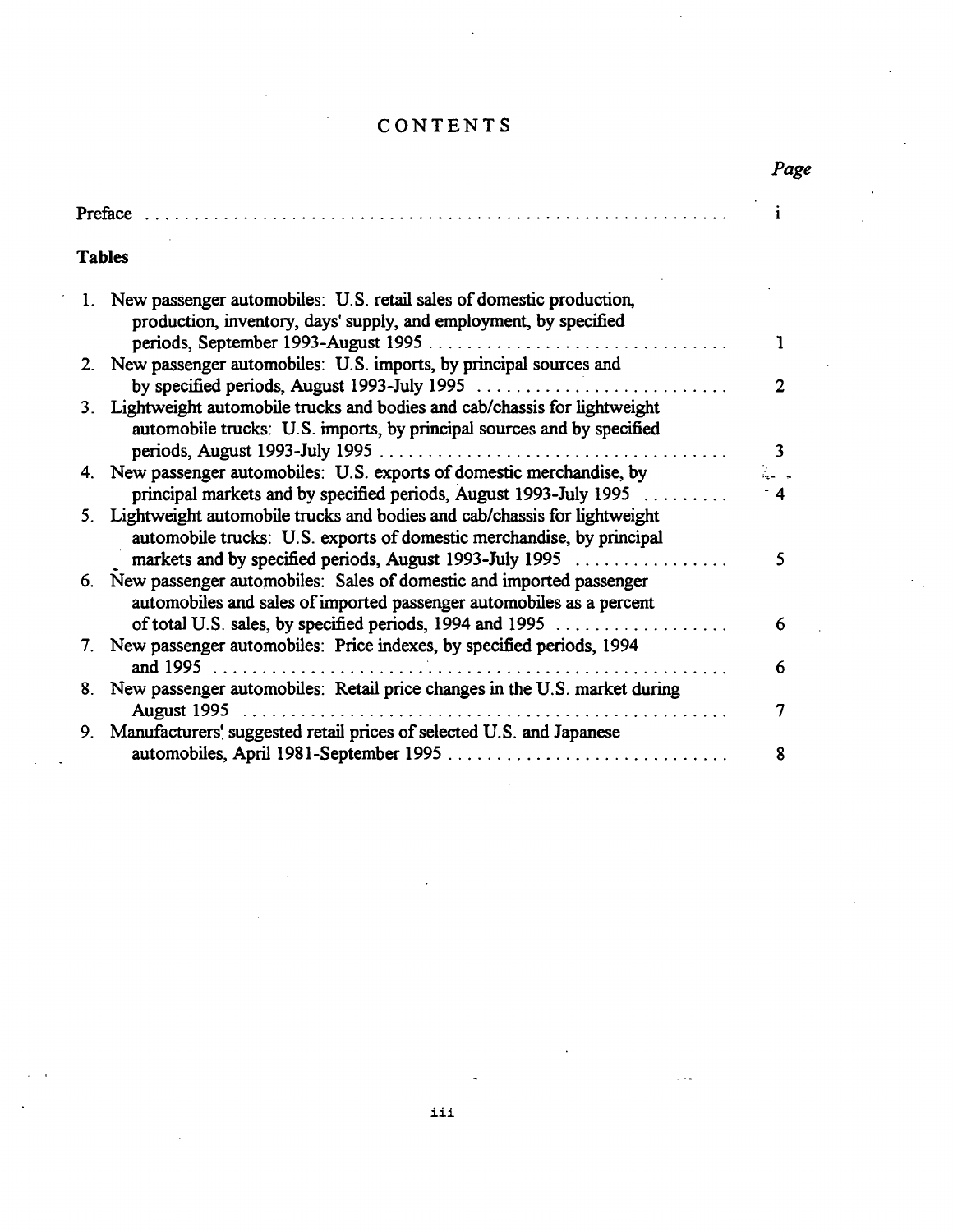# CONTENTS

| | Page |
|---|---|
| Preface | i |

**Tables**

| | Page |
|---|---|
| 1. New passenger automobiles: U.S. retail sales of domestic production, production, inventory, days' supply, and employment, by specified periods, September 1993-August 1995 | 1 |
| 2. New passenger automobiles: U.S. imports, by principal sources and by specified periods, August 1993-July 1995 | 2 |
| 3. Lightweight automobile trucks and bodies and cab/chassis for lightweight automobile trucks: U.S. imports, by principal sources and by specified periods, August 1993-July 1995 | 3 |
| 4. New passenger automobiles: U.S. exports of domestic merchandise, by principal markets and by specified periods, August 1993-July 1995 | 4 |
| 5. Lightweight automobile trucks and bodies and cab/chassis for lightweight automobile trucks: U.S. exports of domestic merchandise, by principal markets and by specified periods, August 1993-July 1995 | 5 |
| 6. New passenger automobiles: Sales of domestic and imported passenger automobiles and sales of imported passenger automobiles as a percent of total U.S. sales, by specified periods, 1994 and 1995 | 6 |
| 7. New passenger automobiles: Price indexes, by specified periods, 1994 and 1995 | 6 |
| 8. New passenger automobiles: Retail price changes in the U.S. market during August 1995 | 7 |
| 9. Manufacturers' suggested retail prices of selected U.S. and Japanese automobiles, April 1981-September 1995 | 8 |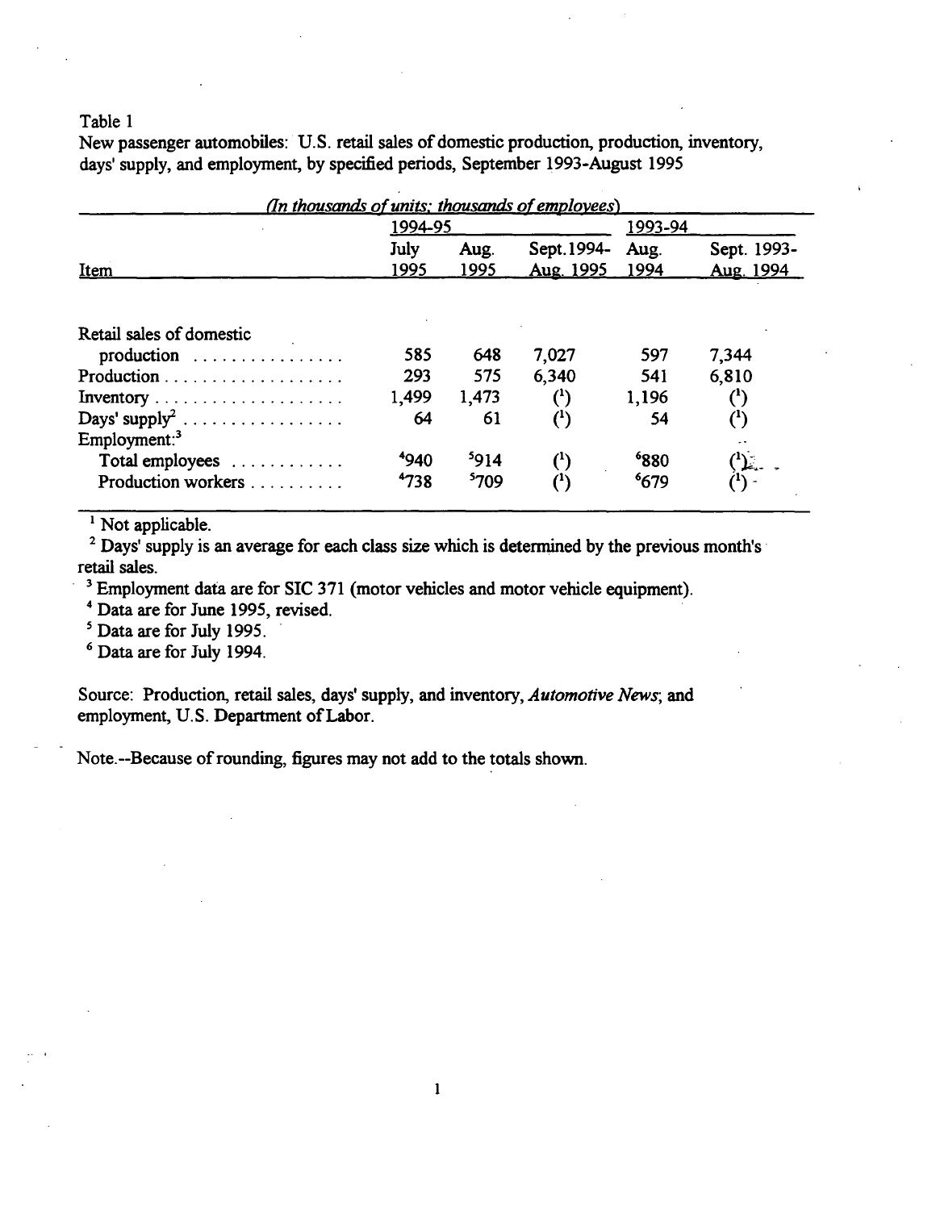Table 1

New passenger automobiles: U.S. retail sales of domestic production, production, inventory, days' supply, and employment, by specified periods, September 1993-August 1995

*(In thousands of units; thousands of employees)*

| Item | 1994-95 | | | 1993-94 | |
|---|---|---|---|---|---|
| | July 1995 | Aug. 1995 | Sept. 1994-Aug. 1995 | Aug. 1994 | Sept. 1993-Aug. 1994 |
| Retail sales of domestic production | 585 | 648 | 7,027 | 597 | 7,344 |
| Production | 293 | 575 | 6,340 | 541 | 6,810 |
| Inventory | 1,499 | 1,473 | (1) | 1,196 | (1) |
| Days' supply[2] | 64 | 61 | (1) | 54 | (1) |
| Employment:[3] | | | | | |
| Total employees | [4]940 | [5]914 | (1) | [6]880 | (1) |
| Production workers | [4]738 | [5]709 | (1) | [6]679 | (1) |

[1] Not applicable.

[2] Days' supply is an average for each class size which is determined by the previous month's retail sales.

[3] Employment data are for SIC 371 (motor vehicles and motor vehicle equipment).

[4] Data are for June 1995, revised.

[5] Data are for July 1995.

[6] Data are for July 1994.

Source: Production, retail sales, days' supply, and inventory, *Automotive News*; and employment, U.S. Department of Labor.

Note.--Because of rounding, figures may not add to the totals shown.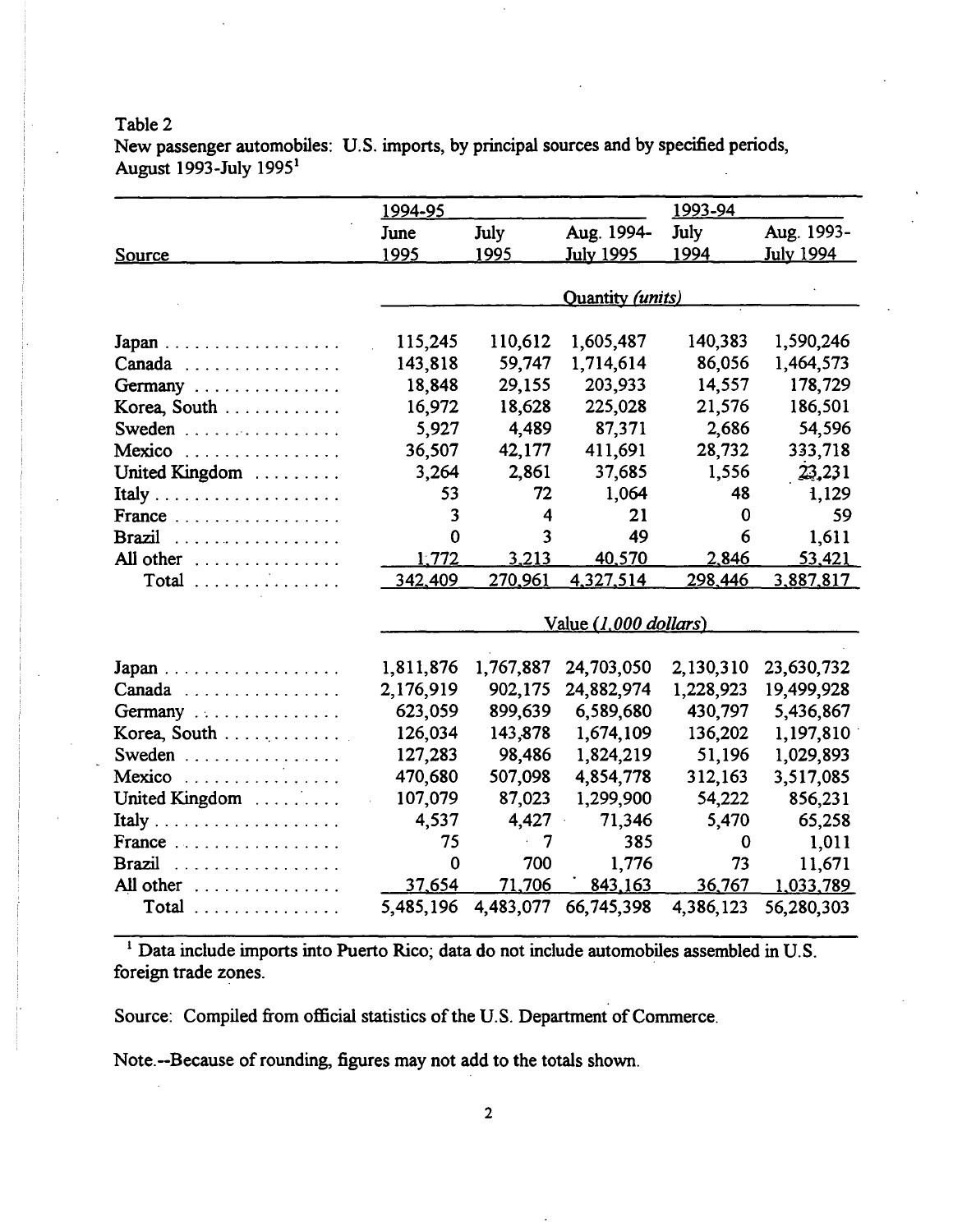Table 2

New passenger automobiles: U.S. imports, by principal sources and by specified periods, August 1993-July 1995[1]

| Source | 1994-95 June 1995 | July 1995 | Aug. 1994-July 1995 | 1993-94 July 1994 | Aug. 1993-July 1994 |
|---|---|---|---|---|---|
| | Quantity *(units)* | | | | |
| Japan | 115,245 | 110,612 | 1,605,487 | 140,383 | 1,590,246 |
| Canada | 143,818 | 59,747 | 1,714,614 | 86,056 | 1,464,573 |
| Germany | 18,848 | 29,155 | 203,933 | 14,557 | 178,729 |
| Korea, South | 16,972 | 18,628 | 225,028 | 21,576 | 186,501 |
| Sweden | 5,927 | 4,489 | 87,371 | 2,686 | 54,596 |
| Mexico | 36,507 | 42,177 | 411,691 | 28,732 | 333,718 |
| United Kingdom | 3,264 | 2,861 | 37,685 | 1,556 | 23,231 |
| Italy | 53 | 72 | 1,064 | 48 | 1,129 |
| France | 3 | 4 | 21 | 0 | 59 |
| Brazil | 0 | 3 | 49 | 6 | 1,611 |
| All other | 1,772 | 3,213 | 40,570 | 2,846 | 53,421 |
| Total | 342,409 | 270,961 | 4,327,514 | 298,446 | 3,887,817 |
| | Value *(1,000 dollars)* | | | | |
| Japan | 1,811,876 | 1,767,887 | 24,703,050 | 2,130,310 | 23,630,732 |
| Canada | 2,176,919 | 902,175 | 24,882,974 | 1,228,923 | 19,499,928 |
| Germany | 623,059 | 899,639 | 6,589,680 | 430,797 | 5,436,867 |
| Korea, South | 126,034 | 143,878 | 1,674,109 | 136,202 | 1,197,810 |
| Sweden | 127,283 | 98,486 | 1,824,219 | 51,196 | 1,029,893 |
| Mexico | 470,680 | 507,098 | 4,854,778 | 312,163 | 3,517,085 |
| United Kingdom | 107,079 | 87,023 | 1,299,900 | 54,222 | 856,231 |
| Italy | 4,537 | 4,427 | 71,346 | 5,470 | 65,258 |
| France | 75 | 7 | 385 | 0 | 1,011 |
| Brazil | 0 | 700 | 1,776 | 73 | 11,671 |
| All other | 37,654 | 71,706 | 843,163 | 36,767 | 1,033,789 |
| Total | 5,485,196 | 4,483,077 | 66,745,398 | 4,386,123 | 56,280,303 |

[1] Data include imports into Puerto Rico; data do not include automobiles assembled in U.S. foreign trade zones.

Source: Compiled from official statistics of the U.S. Department of Commerce.

Note.--Because of rounding, figures may not add to the totals shown.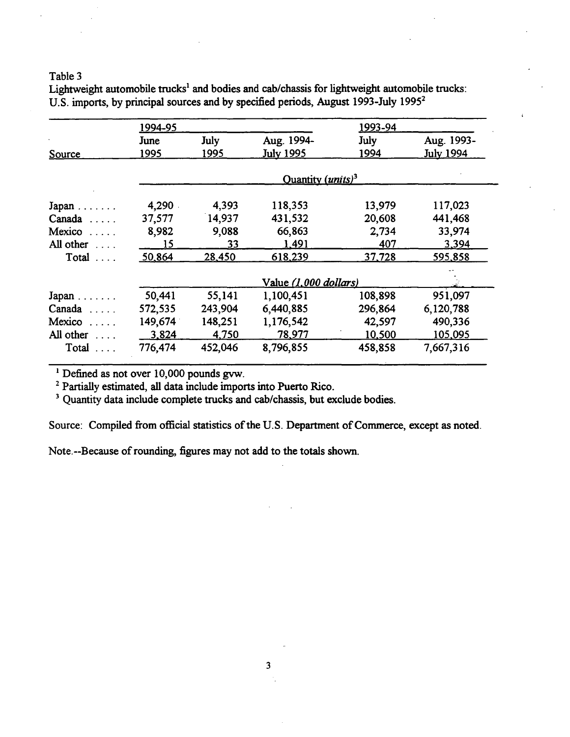Table 3

Lightweight automobile trucks[1] and bodies and cab/chassis for lightweight automobile trucks: U.S. imports, by principal sources and by specified periods, August 1993-July 1995[2]

| Source | 1994-95 June 1995 | July 1995 | Aug. 1994-July 1995 | 1993-94 July 1994 | Aug. 1993-July 1994 |
|---|---|---|---|---|---|
| | Quantity *(units)*[3] | | | | |
| Japan | 4,290 | 4,393 | 118,353 | 13,979 | 117,023 |
| Canada | 37,577 | 14,937 | 431,532 | 20,608 | 441,468 |
| Mexico | 8,982 | 9,088 | 66,863 | 2,734 | 33,974 |
| All other | 15 | 33 | 1,491 | 407 | 3,394 |
| Total | 50,864 | 28,450 | 618,239 | 37,728 | 595,858 |
| | Value *(1,000 dollars)* | | | | |
| Japan | 50,441 | 55,141 | 1,100,451 | 108,898 | 951,097 |
| Canada | 572,535 | 243,904 | 6,440,885 | 296,864 | 6,120,788 |
| Mexico | 149,674 | 148,251 | 1,176,542 | 42,597 | 490,336 |
| All other | 3,824 | 4,750 | 78,977 | 10,500 | 105,095 |
| Total | 776,474 | 452,046 | 8,796,855 | 458,858 | 7,667,316 |

[1] Defined as not over 10,000 pounds gvw.

[2] Partially estimated, all data include imports into Puerto Rico.

[3] Quantity data include complete trucks and cab/chassis, but exclude bodies.

Source: Compiled from official statistics of the U.S. Department of Commerce, except as noted.

Note.--Because of rounding, figures may not add to the totals shown.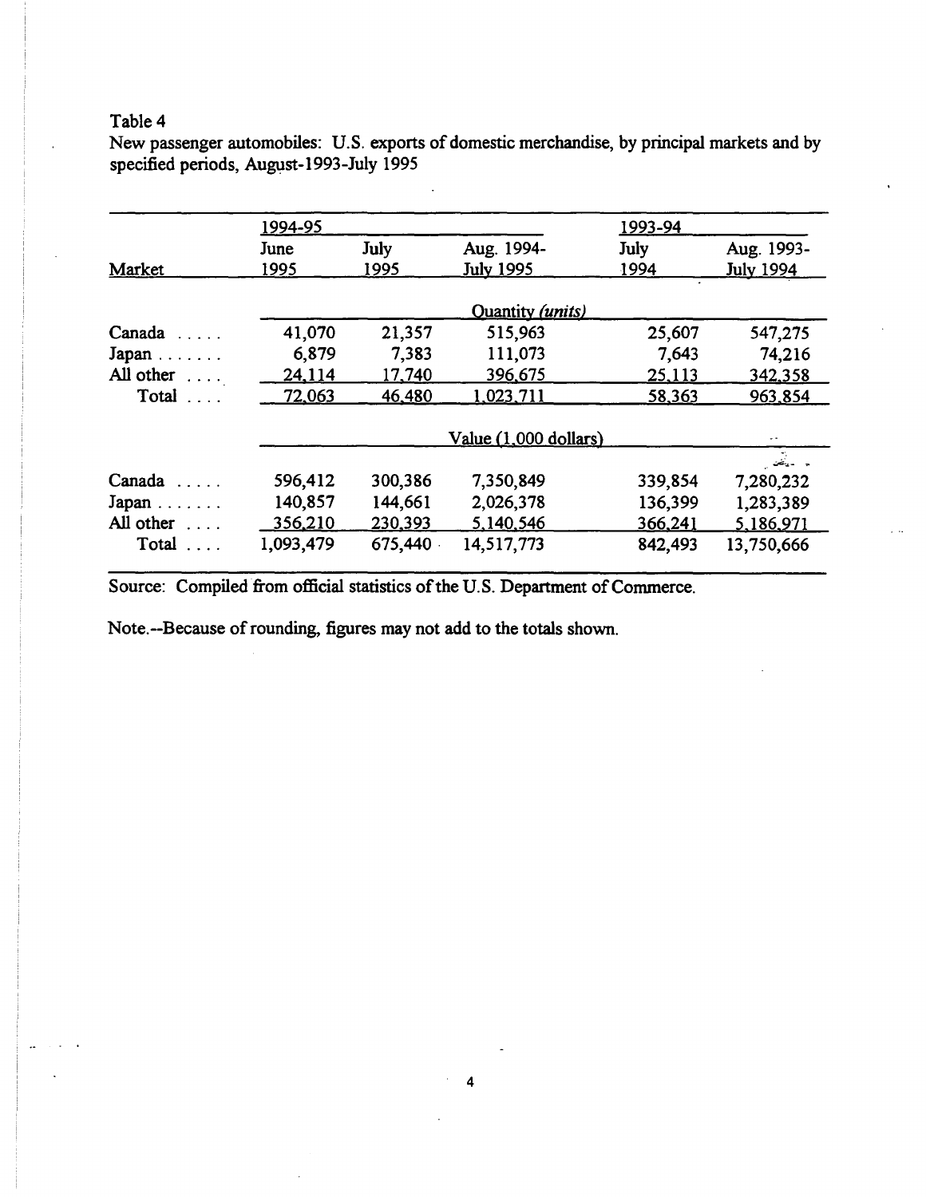Table 4

New passenger automobiles: U.S. exports of domestic merchandise, by principal markets and by specified periods, August-1993-July 1995

| | 1994-95 | | | 1993-94 | |
|---|---|---|---|---|---|
| Market | June 1995 | July 1995 | Aug. 1994-July 1995 | July 1994 | Aug. 1993-July 1994 |
| | Quantity *(units)* | | | | |
| Canada | 41,070 | 21,357 | 515,963 | 25,607 | 547,275 |
| Japan | 6,879 | 7,383 | 111,073 | 7,643 | 74,216 |
| All other | 24,114 | 17,740 | 396,675 | 25,113 | 342,358 |
| Total | 72,063 | 46,480 | 1,023,711 | 58,363 | 963,854 |
| | Value (1,000 dollars) | | | | |
| Canada | 596,412 | 300,386 | 7,350,849 | 339,854 | 7,280,232 |
| Japan | 140,857 | 144,661 | 2,026,378 | 136,399 | 1,283,389 |
| All other | 356,210 | 230,393 | 5,140,546 | 366,241 | 5,186,971 |
| Total | 1,093,479 | 675,440 | 14,517,773 | 842,493 | 13,750,666 |

Source: Compiled from official statistics of the U.S. Department of Commerce.

Note.--Because of rounding, figures may not add to the totals shown.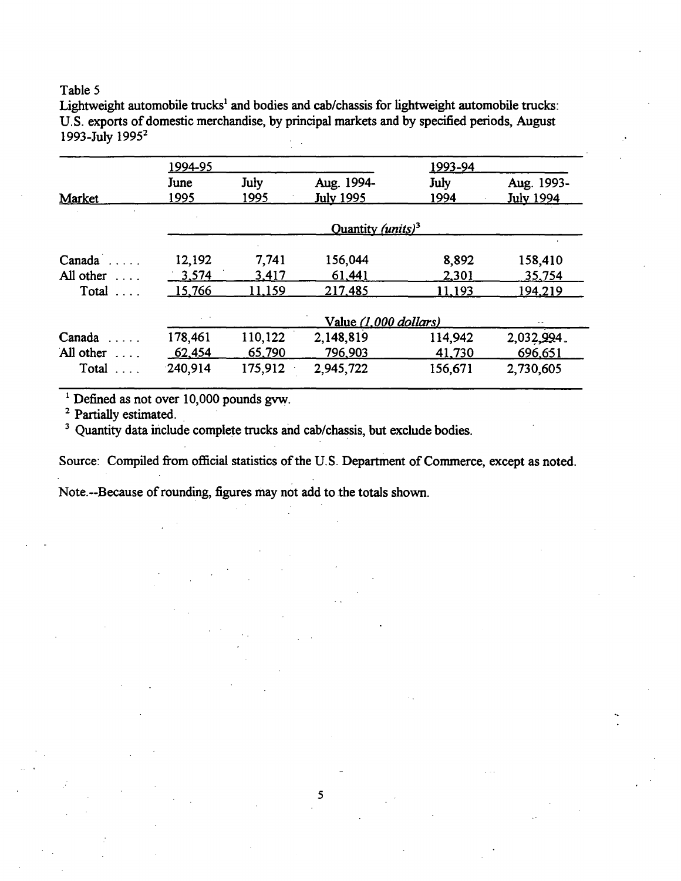Table 5

Lightweight automobile trucks[1] and bodies and cab/chassis for lightweight automobile trucks: U.S. exports of domestic merchandise, by principal markets and by specified periods, August 1993-July 1995[2]

| Market | 1994-95 June 1995 | July 1995 | Aug. 1994-July 1995 | 1993-94 July 1994 | Aug. 1993-July 1994 |
|---|---|---|---|---|---|
| | Quantity *(units)*[3] | | | | |
| Canada | 12,192 | 7,741 | 156,044 | 8,892 | 158,410 |
| All other | 3,574 | 3,417 | 61,441 | 2,301 | 35,754 |
| Total | 15,766 | 11,159 | 217,485 | 11,193 | 194,219 |
| | Value *(1,000 dollars)* | | | | |
| Canada | 178,461 | 110,122 | 2,148,819 | 114,942 | 2,032,994 |
| All other | 62,454 | 65,790 | 796,903 | 41,730 | 696,651 |
| Total | 240,914 | 175,912 | 2,945,722 | 156,671 | 2,730,605 |

[1] Defined as not over 10,000 pounds gvw.

[2] Partially estimated.

[3] Quantity data include complete trucks and cab/chassis, but exclude bodies.

Source: Compiled from official statistics of the U.S. Department of Commerce, except as noted.

Note.--Because of rounding, figures may not add to the totals shown.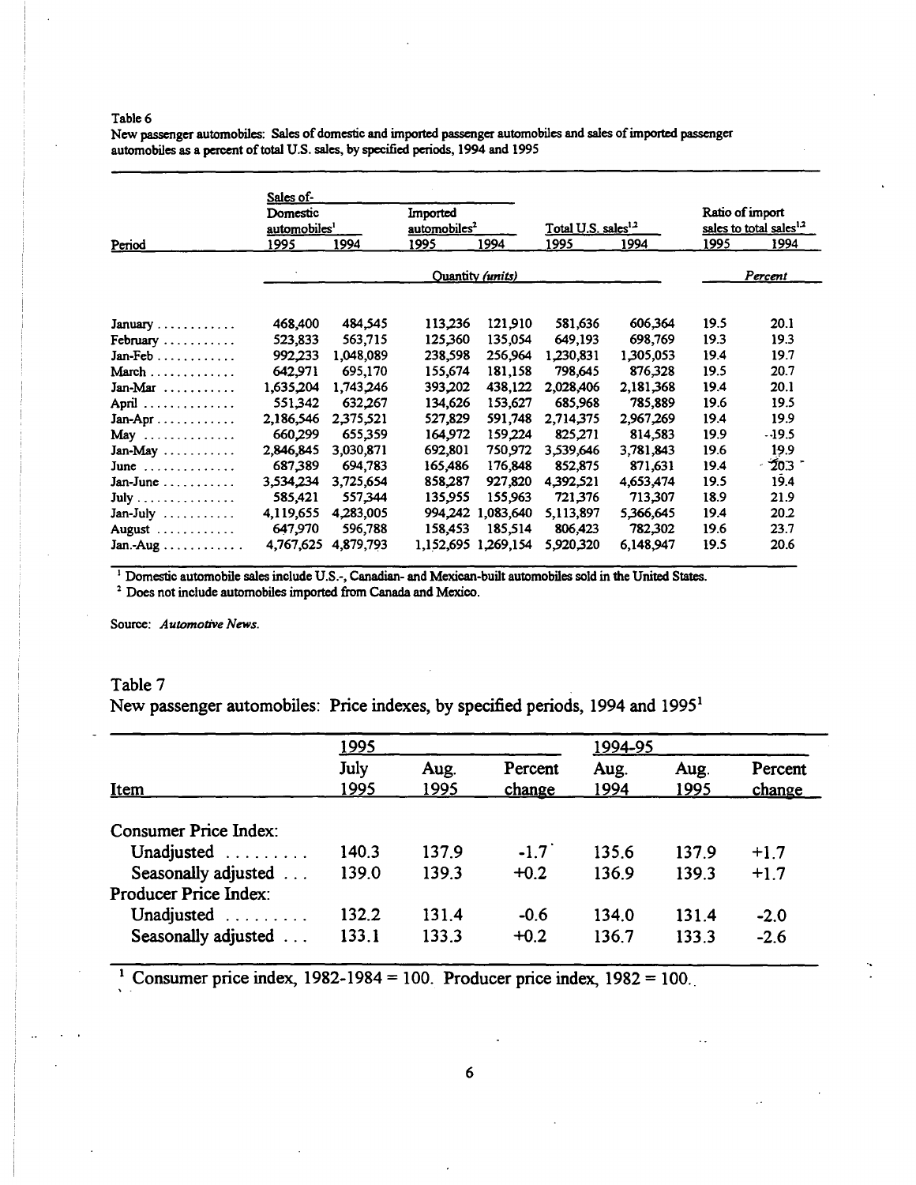Table 6

New passenger automobiles: Sales of domestic and imported passenger automobiles and sales of imported passenger automobiles as a percent of total U.S. sales, by specified periods, 1994 and 1995

| Period | Sales of- Domestic automobiles[1] 1995 | 1994 | Imported automobiles[2] 1995 | 1994 | Total U.S. sales[1,2] 1995 | 1994 | Ratio of import sales to total sales[1,2] 1995 | 1994 |
|---|---|---|---|---|---|---|---|---|
| | Quantity *(units)* | | | | | | *Percent* | |
| January | 468,400 | 484,545 | 113,236 | 121,910 | 581,636 | 606,364 | 19.5 | 20.1 |
| February | 523,833 | 563,715 | 125,360 | 135,054 | 649,193 | 698,769 | 19.3 | 19.3 |
| Jan-Feb | 992,233 | 1,048,089 | 238,598 | 256,964 | 1,230,831 | 1,305,053 | 19.4 | 19.7 |
| March | 642,971 | 695,170 | 155,674 | 181,158 | 798,645 | 876,328 | 19.5 | 20.7 |
| Jan-Mar | 1,635,204 | 1,743,246 | 393,202 | 438,122 | 2,028,406 | 2,181,368 | 19.4 | 20.1 |
| April | 551,342 | 632,267 | 134,626 | 153,627 | 685,968 | 785,889 | 19.6 | 19.5 |
| Jan-Apr | 2,186,546 | 2,375,521 | 527,829 | 591,748 | 2,714,375 | 2,967,269 | 19.4 | 19.9 |
| May | 660,299 | 655,359 | 164,972 | 159,224 | 825,271 | 814,583 | 19.9 | 19.5 |
| Jan-May | 2,846,845 | 3,030,871 | 692,801 | 750,972 | 3,539,646 | 3,781,843 | 19.6 | 19.9 |
| June | 687,389 | 694,783 | 165,486 | 176,848 | 852,875 | 871,631 | 19.4 | 20.3 |
| Jan-June | 3,534,234 | 3,725,654 | 858,287 | 927,820 | 4,392,521 | 4,653,474 | 19.5 | 19.4 |
| July | 585,421 | 557,344 | 135,955 | 155,963 | 721,376 | 713,307 | 18.9 | 21.9 |
| Jan-July | 4,119,655 | 4,283,005 | 994,242 | 1,083,640 | 5,113,897 | 5,366,645 | 19.4 | 20.2 |
| August | 647,970 | 596,788 | 158,453 | 185,514 | 806,423 | 782,302 | 19.6 | 23.7 |
| Jan.-Aug | 4,767,625 | 4,879,793 | 1,152,695 | 1,269,154 | 5,920,320 | 6,148,947 | 19.5 | 20.6 |

[1] Domestic automobile sales include U.S.-, Canadian- and Mexican-built automobiles sold in the United States.

[2] Does not include automobiles imported from Canada and Mexico.

Source: *Automotive News.*

Table 7

New passenger automobiles: Price indexes, by specified periods, 1994 and 1995[1]

| Item | 1995 July 1995 | Aug. 1995 | Percent change | 1994-95 Aug. 1994 | Aug. 1995 | Percent change |
|---|---|---|---|---|---|---|
| Consumer Price Index: | | | | | | |
| Unadjusted | 140.3 | 137.9 | -1.7 | 135.6 | 137.9 | +1.7 |
| Seasonally adjusted | 139.0 | 139.3 | +0.2 | 136.9 | 139.3 | +1.7 |
| Producer Price Index: | | | | | | |
| Unadjusted | 132.2 | 131.4 | -0.6 | 134.0 | 131.4 | -2.0 |
| Seasonally adjusted | 133.1 | 133.3 | +0.2 | 136.7 | 133.3 | -2.6 |

[1] Consumer price index, 1982-1984 = 100. Producer price index, 1982 = 100.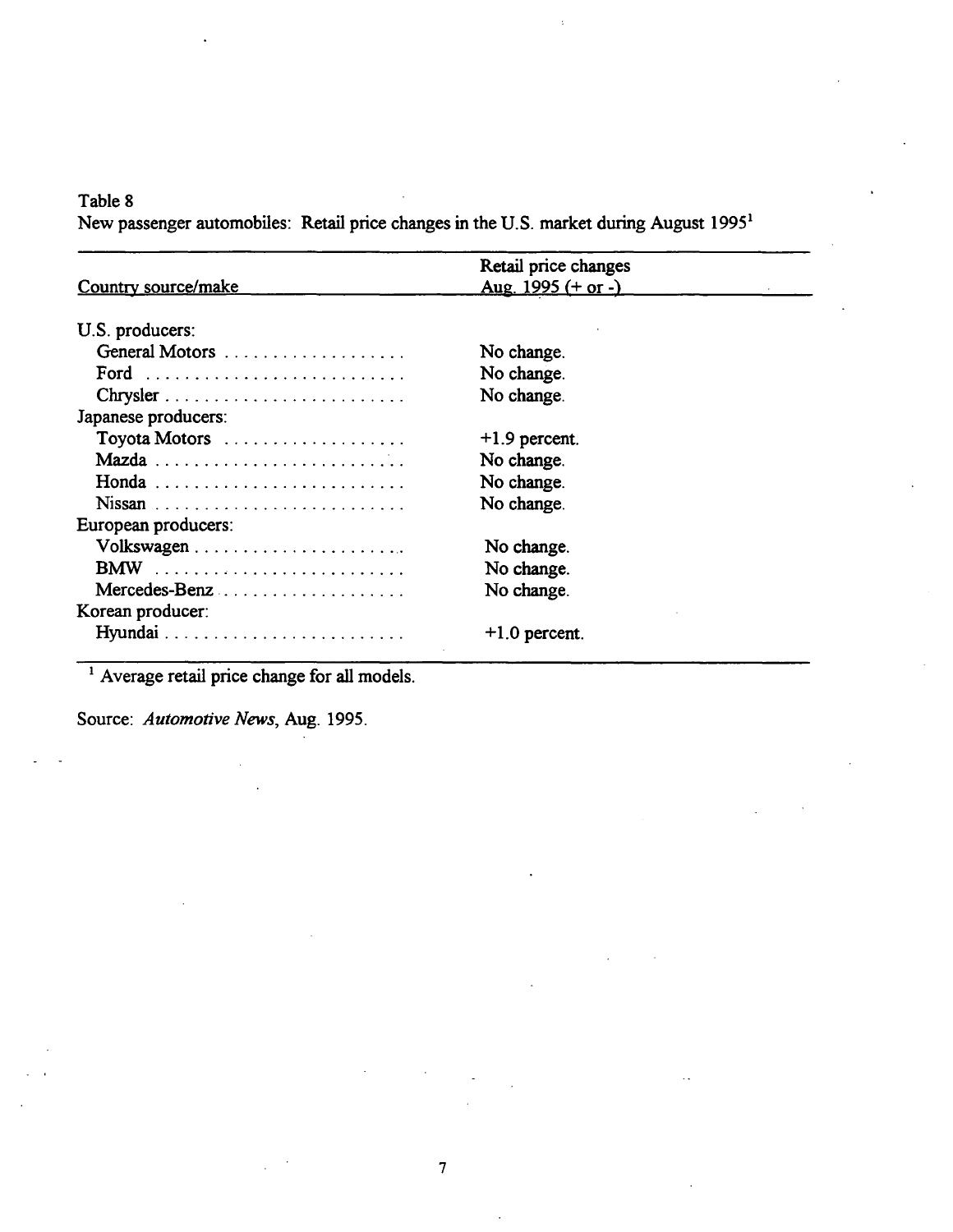Table 8

New passenger automobiles: Retail price changes in the U.S. market during August 1995[1]

| Country source/make | Retail price changes Aug. 1995 (+ or -) |
| --- | --- |
| U.S. producers: | |
| General Motors | No change. |
| Ford | No change. |
| Chrysler | No change. |
| Japanese producers: | |
| Toyota Motors | +1.9 percent. |
| Mazda | No change. |
| Honda | No change. |
| Nissan | No change. |
| European producers: | |
| Volkswagen | No change. |
| BMW | No change. |
| Mercedes-Benz | No change. |
| Korean producer: | |
| Hyundai | +1.0 percent. |

[1] Average retail price change for all models.

Source: *Automotive News*, Aug. 1995.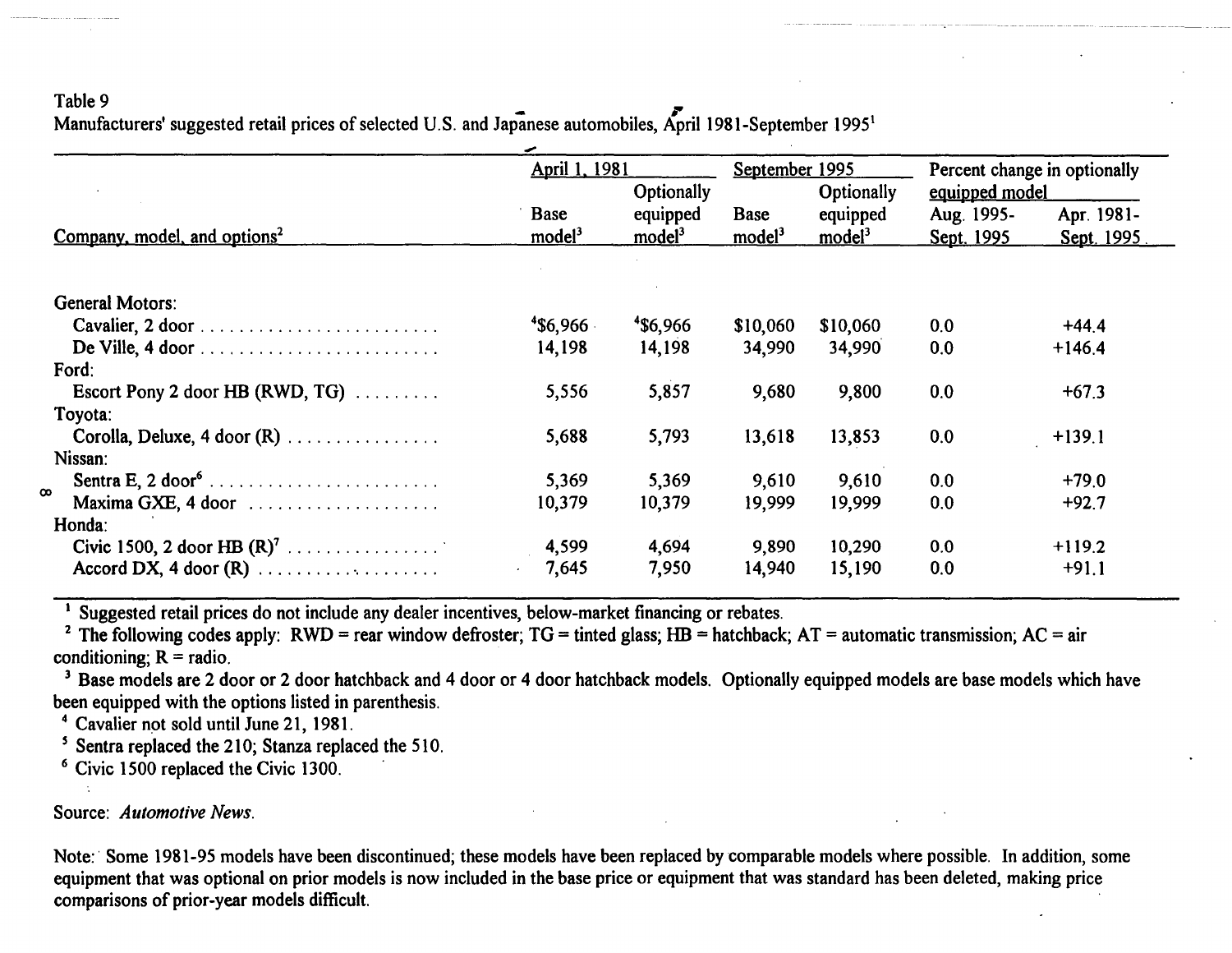Table 9
Manufacturers' suggested retail prices of selected U.S. and Japanese automobiles, April 1981-September 1995[1]

| Company, model, and options[2] | April 1, 1981 | | September 1995 | | Percent change in optionally equipped model | |
|---|---|---|---|---|---|---|
| | Base model[3] | Optionally equipped model[3] | Base model[3] | Optionally equipped model[3] | Aug. 1995-Sept. 1995 | Apr. 1981-Sept. 1995 |
| General Motors: | | | | | | |
| Cavalier, 2 door | [4]$6,966 | [4]$6,966 | $10,060 | $10,060 | 0.0 | +44.4 |
| De Ville, 4 door | 14,198 | 14,198 | 34,990 | 34,990 | 0.0 | +146.4 |
| Ford: | | | | | | |
| Escort Pony 2 door HB (RWD, TG) | 5,556 | 5,857 | 9,680 | 9,800 | 0.0 | +67.3 |
| Toyota: | | | | | | |
| Corolla, Deluxe, 4 door (R) | 5,688 | 5,793 | 13,618 | 13,853 | 0.0 | +139.1 |
| Nissan: | | | | | | |
| Sentra E, 2 door[6] | 5,369 | 5,369 | 9,610 | 9,610 | 0.0 | +79.0 |
| Maxima GXE, 4 door | 10,379 | 10,379 | 19,999 | 19,999 | 0.0 | +92.7 |
| Honda: | | | | | | |
| Civic 1500, 2 door HB (R)[7] | 4,599 | 4,694 | 9,890 | 10,290 | 0.0 | +119.2 |
| Accord DX, 4 door (R) | 7,645 | 7,950 | 14,940 | 15,190 | 0.0 | +91.1 |

[1] Suggested retail prices do not include any dealer incentives, below-market financing or rebates.
[2] The following codes apply: RWD = rear window defroster; TG = tinted glass; HB = hatchback; AT = automatic transmission; AC = air conditioning; R = radio.
[3] Base models are 2 door or 2 door hatchback and 4 door or 4 door hatchback models. Optionally equipped models are base models which have been equipped with the options listed in parenthesis.
[4] Cavalier not sold until June 21, 1981.
[5] Sentra replaced the 210; Stanza replaced the 510.
[6] Civic 1500 replaced the Civic 1300.

Source: *Automotive News.*

Note: Some 1981-95 models have been discontinued; these models have been replaced by comparable models where possible. In addition, some equipment that was optional on prior models is now included in the base price or equipment that was standard has been deleted, making price comparisons of prior-year models difficult.